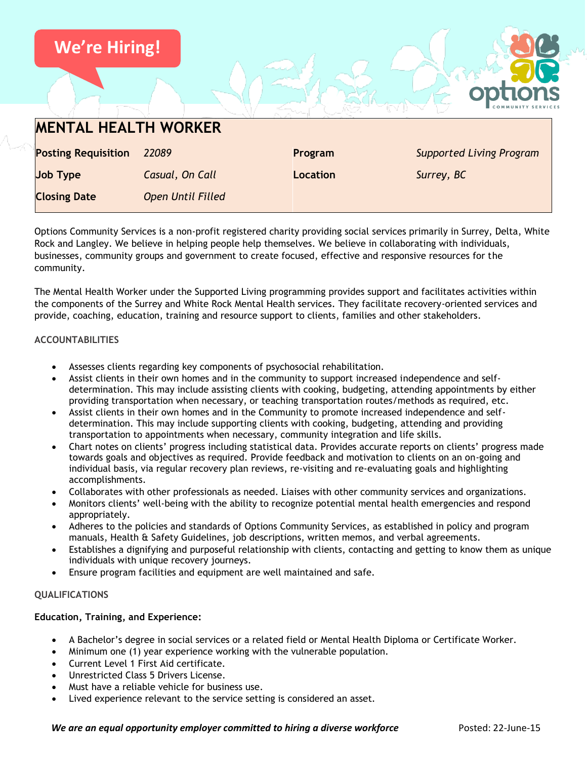**We're Hiring!**

# MENTAL HEALTH WORKER

| | | | |
|---|---|---|---|
| **Posting Requisition** | *22089* | **Program** | *Supported Living Program* |
| **Job Type** | *Casual, On Call* | **Location** | *Surrey, BC* |
| **Closing Date** | *Open Until Filled* | | |

Options Community Services is a non-profit registered charity providing social services primarily in Surrey, Delta, White Rock and Langley. We believe in helping people help themselves. We believe in collaborating with individuals, businesses, community groups and government to create focused, effective and responsive resources for the community.

The Mental Health Worker under the Supported Living programming provides support and facilitates activities within the components of the Surrey and White Rock Mental Health services. They facilitate recovery-oriented services and provide, coaching, education, training and resource support to clients, families and other stakeholders.

## ACCOUNTABILITIES

- Assesses clients regarding key components of psychosocial rehabilitation.
- Assist clients in their own homes and in the community to support increased independence and self-determination. This may include assisting clients with cooking, budgeting, attending appointments by either providing transportation when necessary, or teaching transportation routes/methods as required, etc.
- Assist clients in their own homes and in the Community to promote increased independence and self-determination. This may include supporting clients with cooking, budgeting, attending and providing transportation to appointments when necessary, community integration and life skills.
- Chart notes on clients' progress including statistical data. Provides accurate reports on clients' progress made towards goals and objectives as required. Provide feedback and motivation to clients on an on-going and individual basis, via regular recovery plan reviews, re-visiting and re-evaluating goals and highlighting accomplishments.
- Collaborates with other professionals as needed. Liaises with other community services and organizations.
- Monitors clients' well-being with the ability to recognize potential mental health emergencies and respond appropriately.
- Adheres to the policies and standards of Options Community Services, as established in policy and program manuals, Health & Safety Guidelines, job descriptions, written memos, and verbal agreements.
- Establishes a dignifying and purposeful relationship with clients, contacting and getting to know them as unique individuals with unique recovery journeys.
- Ensure program facilities and equipment are well maintained and safe.

## QUALIFICATIONS

**Education, Training, and Experience:**

- A Bachelor's degree in social services or a related field or Mental Health Diploma or Certificate Worker.
- Minimum one (1) year experience working with the vulnerable population.
- Current Level 1 First Aid certificate.
- Unrestricted Class 5 Drivers License.
- Must have a reliable vehicle for business use.
- Lived experience relevant to the service setting is considered an asset.

***We are an equal opportunity employer committed to hiring a diverse workforce*** Posted: 22-June-15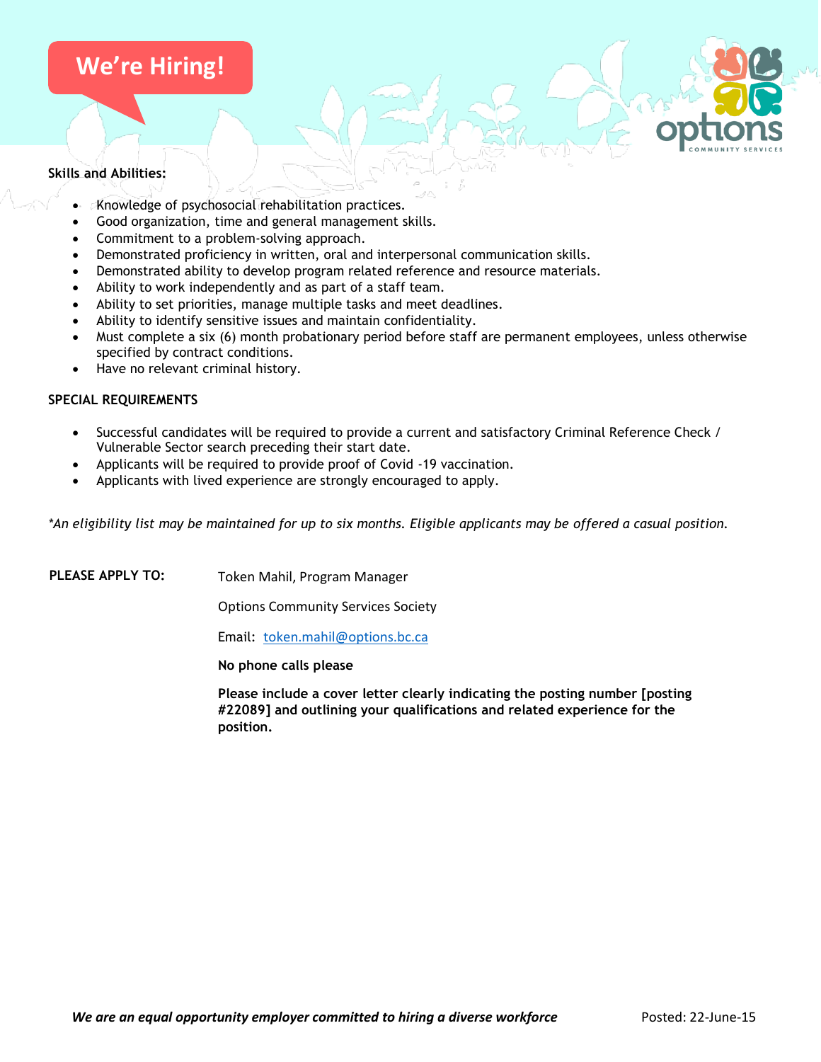We're Hiring!

**Skills and Abilities:**

- Knowledge of psychosocial rehabilitation practices.
- Good organization, time and general management skills.
- Commitment to a problem-solving approach.
- Demonstrated proficiency in written, oral and interpersonal communication skills.
- Demonstrated ability to develop program related reference and resource materials.
- Ability to work independently and as part of a staff team.
- Ability to set priorities, manage multiple tasks and meet deadlines.
- Ability to identify sensitive issues and maintain confidentiality.
- Must complete a six (6) month probationary period before staff are permanent employees, unless otherwise specified by contract conditions.
- Have no relevant criminal history.

**SPECIAL REQUIREMENTS**

- Successful candidates will be required to provide a current and satisfactory Criminal Reference Check / Vulnerable Sector search preceding their start date.
- Applicants will be required to provide proof of Covid -19 vaccination.
- Applicants with lived experience are strongly encouraged to apply.

*\*An eligibility list may be maintained for up to six months. Eligible applicants may be offered a casual position.*

**PLEASE APPLY TO:**

Token Mahil, Program Manager

Options Community Services Society

Email: token.mahil@options.bc.ca

**No phone calls please**

**Please include a cover letter clearly indicating the posting number [posting #22089] and outlining your qualifications and related experience for the position.**

***We are an equal opportunity employer committed to hiring a diverse workforce***

Posted: 22-June-15